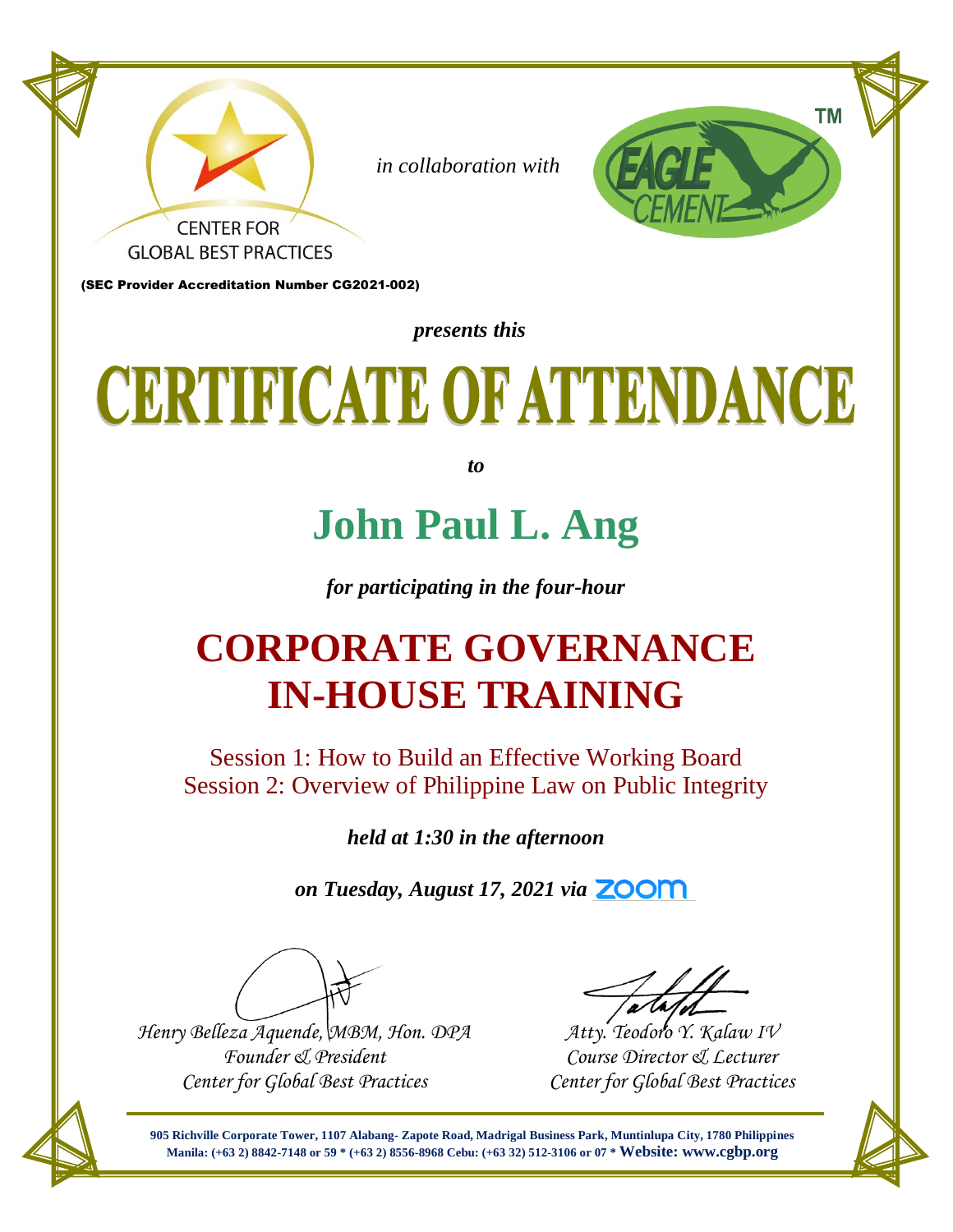CENTER FOR GLOBAL BEST PRACTICES

*in collaboration with*

EAGLE CEMENT™

(SEC Provider Accreditation Number CG2021-002)

***presents this***

# CERTIFICATE OF ATTENDANCE

***to***

## John Paul L. Ang

***for participating in the four-hour***

## CORPORATE GOVERNANCE IN-HOUSE TRAINING

Session 1: How to Build an Effective Working Board
Session 2: Overview of Philippine Law on Public Integrity

***held at 1:30 in the afternoon***

***on Tuesday, August 17, 2021 via*** zoom

*Henry Belleza Aquende, MBM, Hon. DPA*
*Founder & President*
*Center for Global Best Practices*

*Atty. Teodoro Y. Kalaw IV*
*Course Director & Lecturer*
*Center for Global Best Practices*

**905 Richville Corporate Tower, 1107 Alabang- Zapote Road, Madrigal Business Park, Muntinlupa City, 1780 Philippines**
**Manila: (+63 2) 8842-7148 or 59 * (+63 2) 8556-8968 Cebu: (+63 32) 512-3106 or 07 * Website: www.cgbp.org**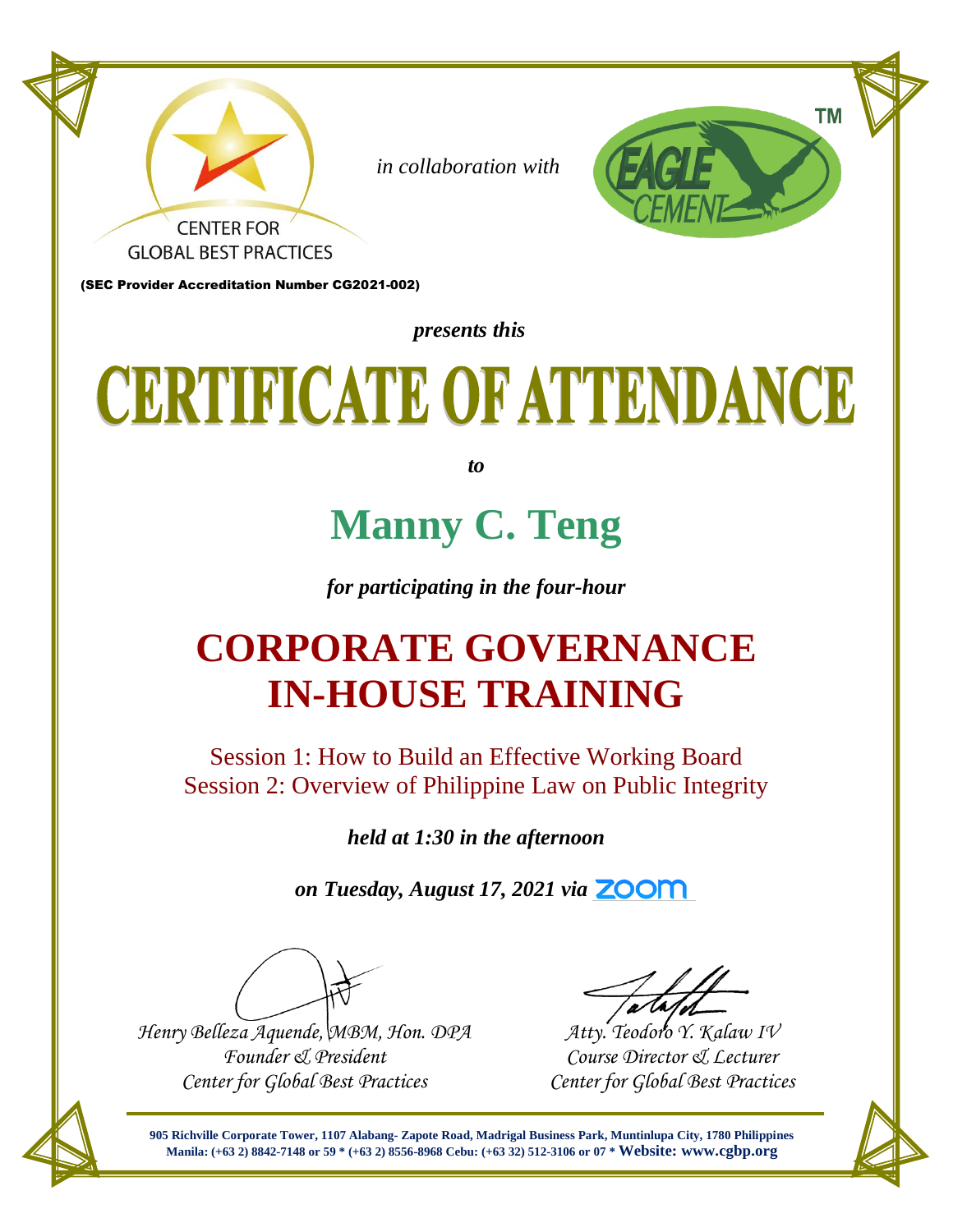CENTER FOR GLOBAL BEST PRACTICES

*in collaboration with*

EAGLE CEMENT™

(SEC Provider Accreditation Number CG2021-002)

***presents this***

# CERTIFICATE OF ATTENDANCE

***to***

## Manny C. Teng

***for participating in the four-hour***

# CORPORATE GOVERNANCE IN-HOUSE TRAINING

Session 1: How to Build an Effective Working Board
Session 2: Overview of Philippine Law on Public Integrity

***held at 1:30 in the afternoon***

***on Tuesday, August 17, 2021 via*** zoom

| | |
|---|---|
| *Henry Belleza Aquende, MBM, Hon. DPA* | *Atty. Teodoro Y. Kalaw IV* |
| *Founder & President* | *Course Director & Lecturer* |
| *Center for Global Best Practices* | *Center for Global Best Practices* |

**905 Richville Corporate Tower, 1107 Alabang- Zapote Road, Madrigal Business Park, Muntinlupa City, 1780 Philippines**
**Manila: (+63 2) 8842-7148 or 59 * (+63 2) 8556-8968 Cebu: (+63 32) 512-3106 or 07 * Website: www.cgbp.org**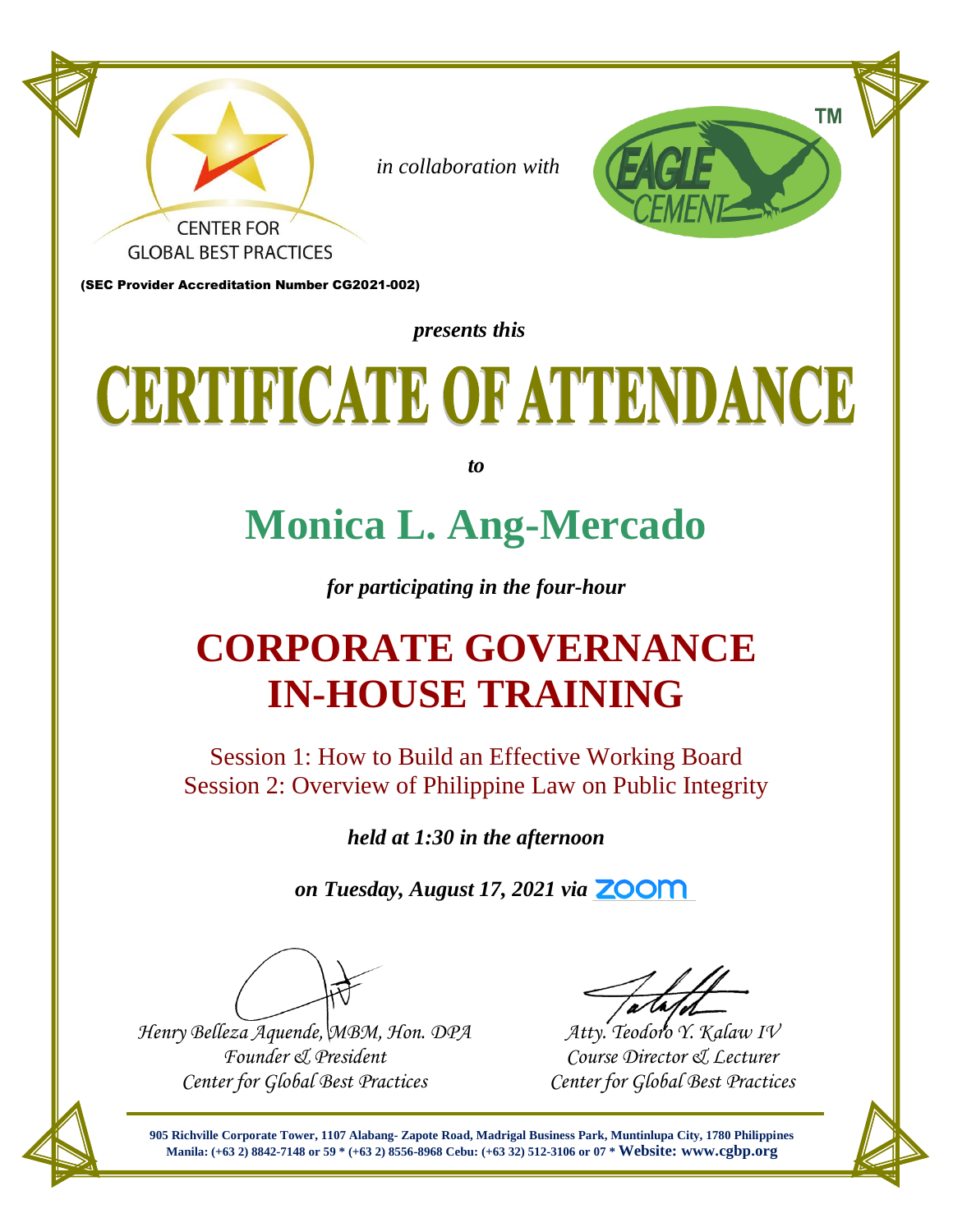CENTER FOR GLOBAL BEST PRACTICES

*in collaboration with*

EAGLE CEMENT™

(SEC Provider Accreditation Number CG2021-002)

***presents this***

# CERTIFICATE OF ATTENDANCE

***to***

## Monica L. Ang-Mercado

***for participating in the four-hour***

## CORPORATE GOVERNANCE IN-HOUSE TRAINING

Session 1: How to Build an Effective Working Board
Session 2: Overview of Philippine Law on Public Integrity

***held at 1:30 in the afternoon***

***on Tuesday, August 17, 2021 via*** zoom

*Henry Belleza Aquende, MBM, Hon. DPA*
*Founder & President*
*Center for Global Best Practices*

*Atty. Teodoro Y. Kalaw IV*
*Course Director & Lecturer*
*Center for Global Best Practices*

**905 Richville Corporate Tower, 1107 Alabang- Zapote Road, Madrigal Business Park, Muntinlupa City, 1780 Philippines**
**Manila: (+63 2) 8842-7148 or 59 * (+63 2) 8556-8968 Cebu: (+63 32) 512-3106 or 07 * Website: www.cgbp.org**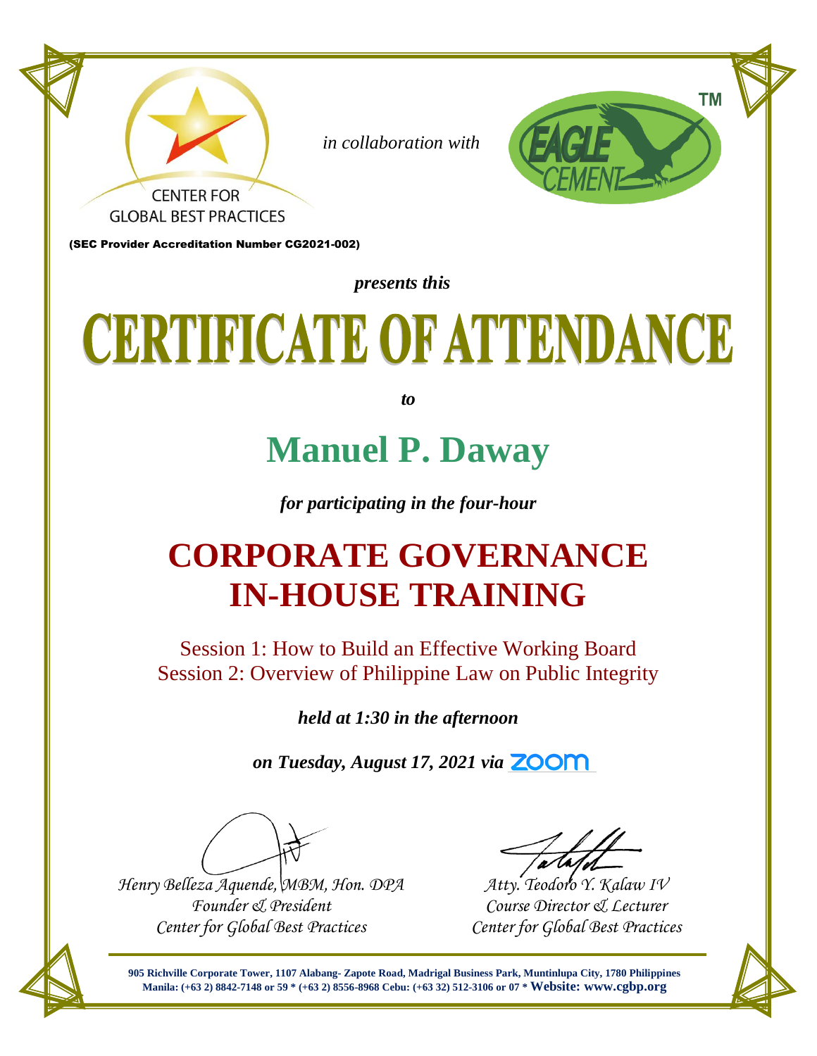CENTER FOR GLOBAL BEST PRACTICES

*in collaboration with*

EAGLE CEMENT™

(SEC Provider Accreditation Number CG2021-002)

***presents this***

# CERTIFICATE OF ATTENDANCE

***to***

## Manuel P. Daway

***for participating in the four-hour***

## CORPORATE GOVERNANCE IN-HOUSE TRAINING

Session 1: How to Build an Effective Working Board
Session 2: Overview of Philippine Law on Public Integrity

***held at 1:30 in the afternoon***

***on Tuesday, August 17, 2021 via*** zoom

*Henry Belleza Aquende, MBM, Hon. DPA*
*Founder & President*
*Center for Global Best Practices*

*Atty. Teodoro Y. Kalaw IV*
*Course Director & Lecturer*
*Center for Global Best Practices*

**905 Richville Corporate Tower, 1107 Alabang- Zapote Road, Madrigal Business Park, Muntinlupa City, 1780 Philippines**
**Manila: (+63 2) 8842-7148 or 59 * (+63 2) 8556-8968 Cebu: (+63 32) 512-3106 or 07 * Website: www.cgbp.org**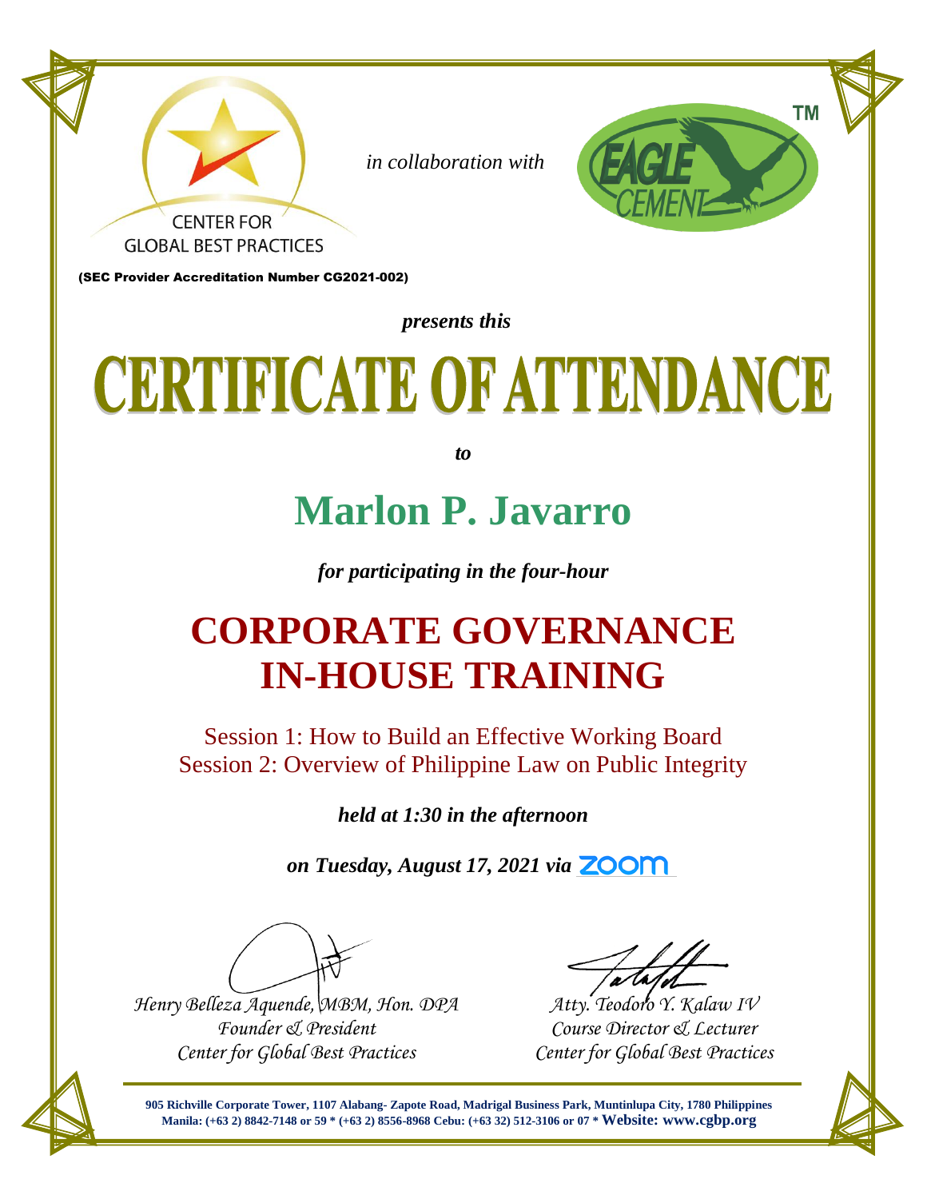CENTER FOR GLOBAL BEST PRACTICES

*in collaboration with*

EAGLE CEMENT™

(SEC Provider Accreditation Number CG2021-002)

***presents this***

# CERTIFICATE OF ATTENDANCE

***to***

## Marlon P. Javarro

***for participating in the four-hour***

## CORPORATE GOVERNANCE IN-HOUSE TRAINING

Session 1: How to Build an Effective Working Board
Session 2: Overview of Philippine Law on Public Integrity

***held at 1:30 in the afternoon***

***on Tuesday, August 17, 2021 via*** zoom

*Henry Belleza Aquende, MBM, Hon. DPA*
*Founder & President*
*Center for Global Best Practices*

*Atty. Teodoro Y. Kalaw IV*
*Course Director & Lecturer*
*Center for Global Best Practices*

**905 Richville Corporate Tower, 1107 Alabang- Zapote Road, Madrigal Business Park, Muntinlupa City, 1780 Philippines**
**Manila: (+63 2) 8842-7148 or 59 * (+63 2) 8556-8968 Cebu: (+63 32) 512-3106 or 07 * Website: www.cgbp.org**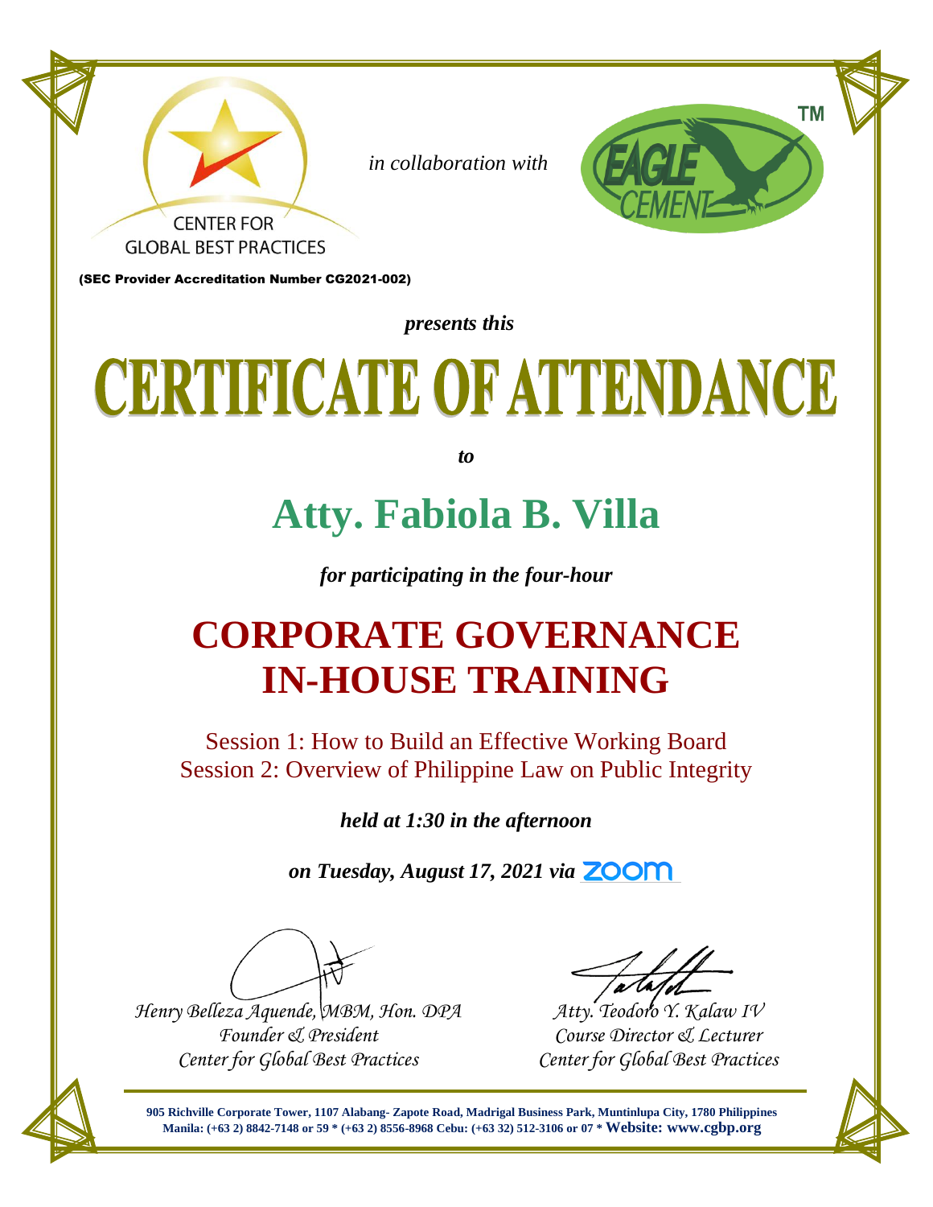CENTER FOR GLOBAL BEST PRACTICES

*in collaboration with*

EAGLE CEMENT™

(SEC Provider Accreditation Number CG2021-002)

***presents this***

# CERTIFICATE OF ATTENDANCE

***to***

## Atty. Fabiola B. Villa

***for participating in the four-hour***

## CORPORATE GOVERNANCE IN-HOUSE TRAINING

Session 1: How to Build an Effective Working Board
Session 2: Overview of Philippine Law on Public Integrity

***held at 1:30 in the afternoon***

***on Tuesday, August 17, 2021 via*** zoom

*Henry Belleza Aquende, MBM, Hon. DPA*
*Founder & President*
*Center for Global Best Practices*

*Atty. Teodoro Y. Kalaw IV*
*Course Director & Lecturer*
*Center for Global Best Practices*

**905 Richville Corporate Tower, 1107 Alabang- Zapote Road, Madrigal Business Park, Muntinlupa City, 1780 Philippines**
**Manila: (+63 2) 8842-7148 or 59 * (+63 2) 8556-8968 Cebu: (+63 32) 512-3106 or 07 * Website: www.cgbp.org**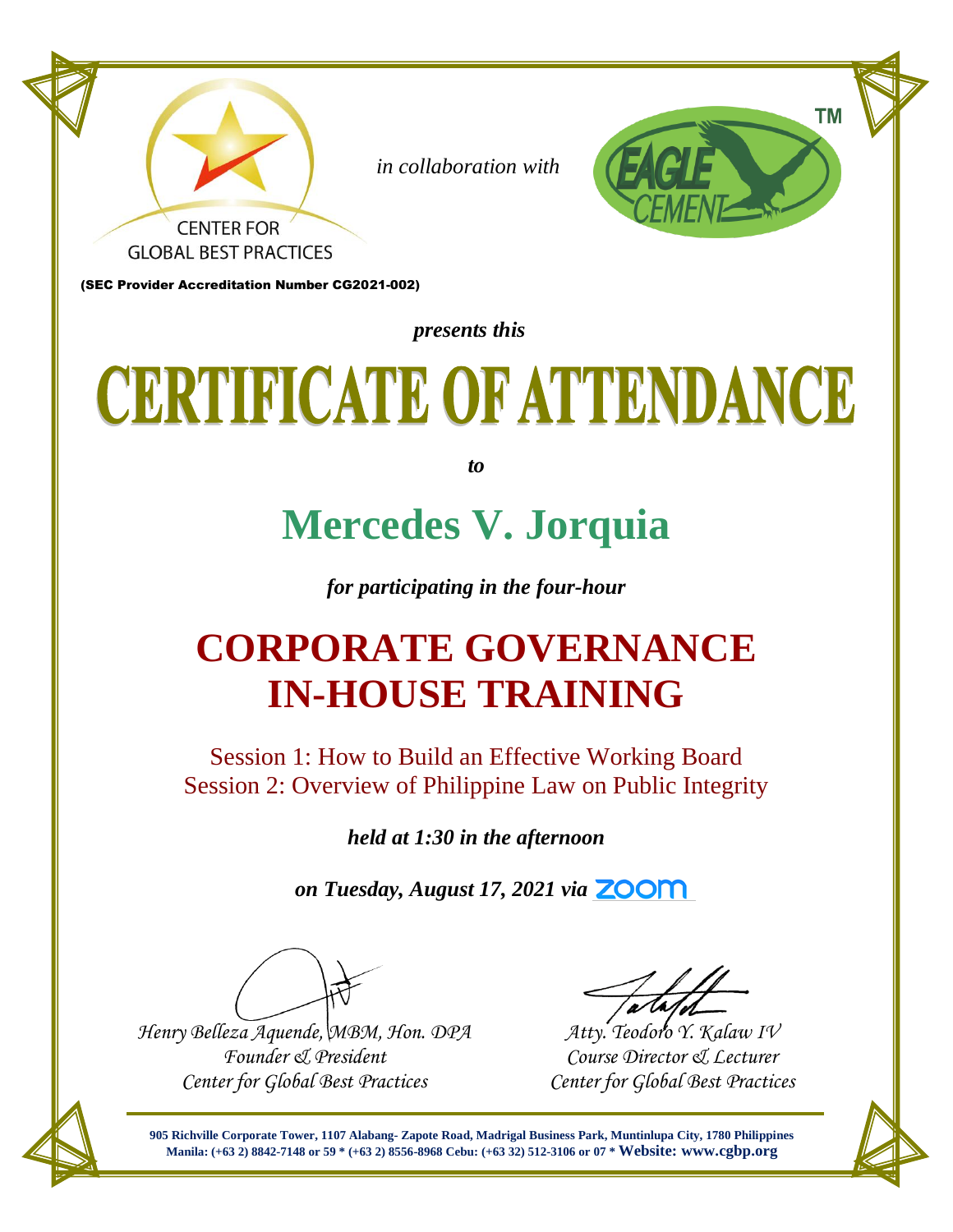CENTER FOR GLOBAL BEST PRACTICES

*in collaboration with*

EAGLE CEMENT™

(SEC Provider Accreditation Number CG2021-002)

***presents this***

# CERTIFICATE OF ATTENDANCE

***to***

## Mercedes V. Jorquia

***for participating in the four-hour***

## CORPORATE GOVERNANCE IN-HOUSE TRAINING

Session 1: How to Build an Effective Working Board
Session 2: Overview of Philippine Law on Public Integrity

***held at 1:30 in the afternoon***

***on Tuesday, August 17, 2021 via*** zoom

*Henry Belleza Aquende, MBM, Hon. DPA*
*Founder & President*
*Center for Global Best Practices*

*Atty. Teodoro Y. Kalaw IV*
*Course Director & Lecturer*
*Center for Global Best Practices*

**905 Richville Corporate Tower, 1107 Alabang- Zapote Road, Madrigal Business Park, Muntinlupa City, 1780 Philippines**
**Manila: (+63 2) 8842-7148 or 59 * (+63 2) 8556-8968 Cebu: (+63 32) 512-3106 or 07 * Website: www.cgbp.org**